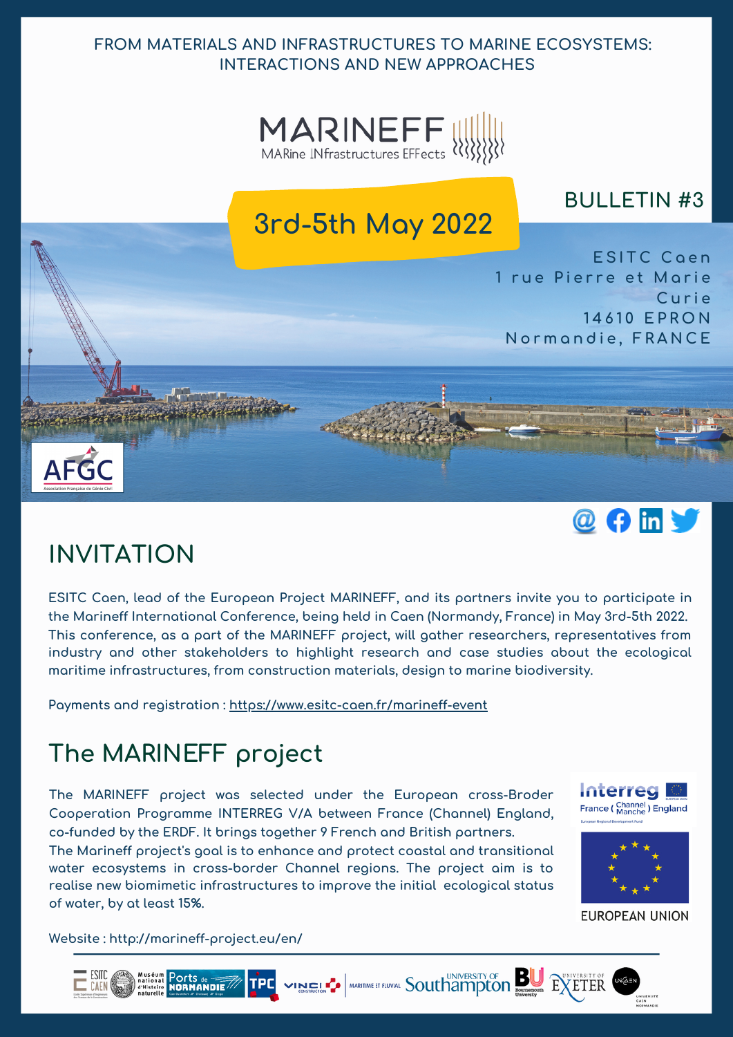FROM MATERIALS AND INFRASTRUCTURES TO MARINE ECOSYSTEMS: INTERACTIONS AND NEW APPROACHES

# MARINEFF

MARine INfrastructures EFFects

**BULLETIN #3**

**3rd-5th May 2022**

ESITC Caen
1 rue Pierre et Marie Curie
14610 EPRON
Normandie, FRANCE

## INVITATION

ESITC Caen, lead of the European Project MARINEFF, and its partners invite you to participate in the Marineff International Conference, being held in Caen (Normandy, France) in May 3rd-5th 2022. This conference, as a part of the MARINEFF project, will gather researchers, representatives from industry and other stakeholders to highlight research and case studies about the ecological maritime infrastructures, from construction materials, design to marine biodiversity.

Payments and registration : https://www.esitc-caen.fr/marineff-event

## The MARINEFF project

The MARINEFF project was selected under the European cross-Broder Cooperation Programme INTERREG V/A between France (Channel) England, co-funded by the ERDF. It brings together 9 French and British partners.
The Marineff project's goal is to enhance and protect coastal and transitional water ecosystems in cross-border Channel regions. The project aim is to realise new biomimetic infrastructures to improve the initial ecological status of water, by at least 15%.

Website : http://marineff-project.eu/en/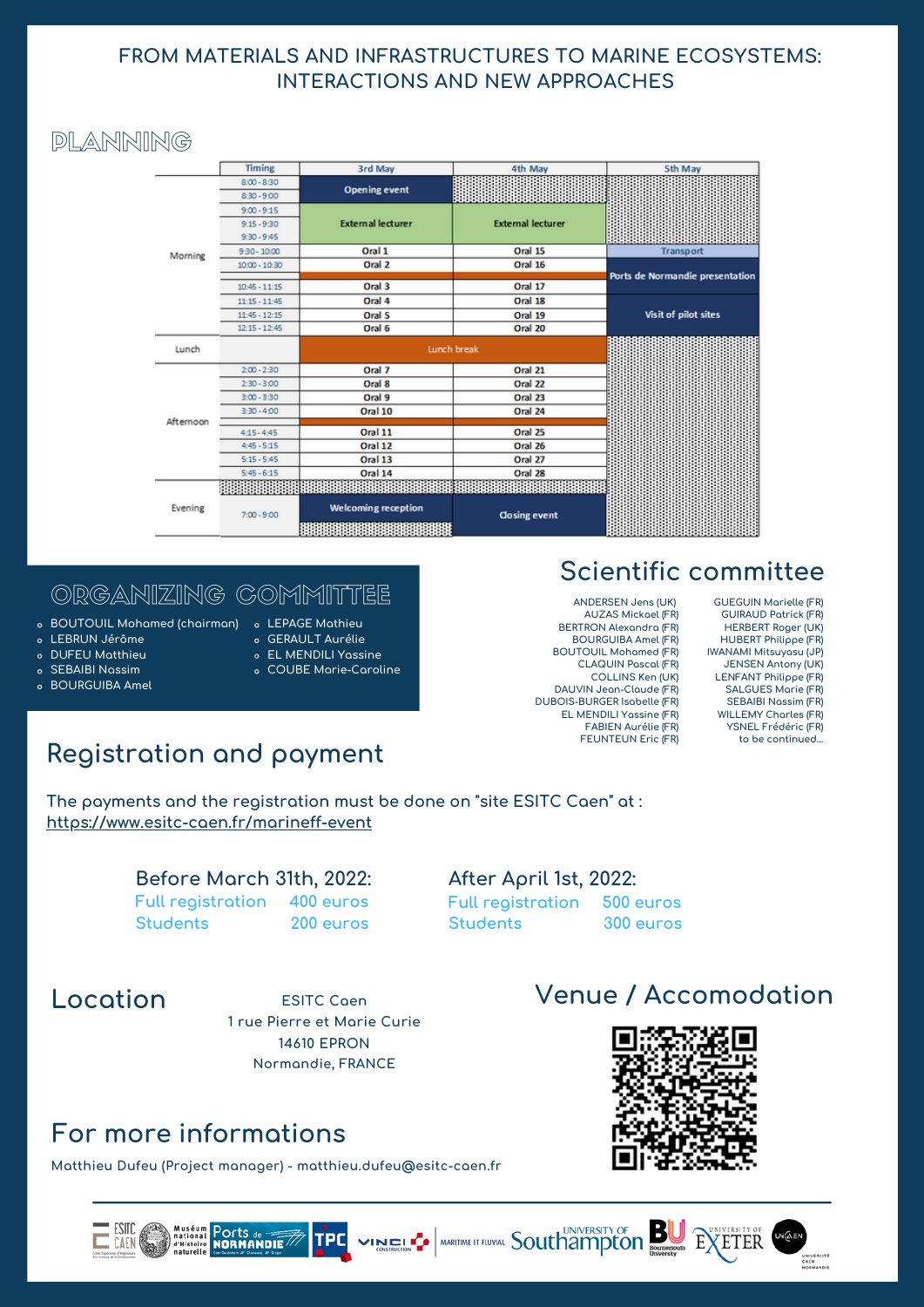# FROM MATERIALS AND INFRASTRUCTURES TO MARINE ECOSYSTEMS: INTERACTIONS AND NEW APPROACHES

## PLANNING

| | Timing | 3rd May | 4th May | 5th May |
|---|---|---|---|---|
| Morning | 8:00 - 8:30 | Opening event | | |
| | 8:30 - 9:00 | | | |
| | 9:00 - 9:15 | External lecturer | External lecturer | |
| | 9:15 - 9:30 | | | |
| | 9:30 - 9:45 | | | |
| | 9:30 - 10:00 | Oral 1 | Oral 15 | Transport |
| | 10:00 - 10:30 | Oral 2 | Oral 16 | Ports de Normandie presentation |
| | 10:45 - 11:15 | Oral 3 | Oral 17 | |
| | 11:15 - 11:45 | Oral 4 | Oral 18 | Visit of pilot sites |
| | 11:45 - 12:15 | Oral 5 | Oral 19 | |
| | 12:15 - 12:45 | Oral 6 | Oral 20 | |
| Lunch | | Lunch break | | |
| Afternoon | 2:00 - 2:30 | Oral 7 | Oral 21 | |
| | 2:30 - 3:00 | Oral 8 | Oral 22 | |
| | 3:00 - 3:30 | Oral 9 | Oral 23 | |
| | 3:30 - 4:00 | Oral 10 | Oral 24 | |
| | 4:15 - 4:45 | Oral 11 | Oral 25 | |
| | 4:45 - 5:15 | Oral 12 | Oral 26 | |
| | 5:15 - 5:45 | Oral 13 | Oral 27 | |
| | 5:45 - 6:15 | Oral 14 | Oral 28 | |
| Evening | 7:00 - 9:00 | Welcoming reception | Closing event | |

## ORGANIZING COMMITTEE

- BOUTOUIL Mohamed (chairman)
- LEBRUN Jérôme
- DUFEU Matthieu
- SEBAIBI Nassim
- BOURGUIBA Amel
- LEPAGE Mathieu
- GERAULT Aurélie
- EL MENDILI Yassine
- COUBE Marie-Caroline

## Scientific committee

ANDERSEN Jens (UK)
AUZAS Mickael (FR)
BERTRON Alexandra (FR)
BOURGUIBA Amel (FR)
BOUTOUIL Mohamed (FR)
CLAQUIN Pascal (FR)
COLLINS Ken (UK)
DAUVIN Jean-Claude (FR)
DUBOIS-BURGER Isabelle (FR)
EL MENDILI Yassine (FR)
FABIEN Aurélie (FR)
FEUNTEUN Eric (FR)
GUEGUIN Marielle (FR)
GUIRAUD Patrick (FR)
HERBERT Roger (UK)
HUBERT Philippe (FR)
IWANAMI Mitsuyasu (JP)
JENSEN Antony (UK)
LENFANT Philippe (FR)
SALGUES Marie (FR)
SEBAIBI Nassim (FR)
WILLEMY Charles (FR)
YSNEL Frédéric (FR)
to be continued...

## Registration and payment

The payments and the registration must be done on "site ESITC Caen" at :
https://www.esitc-caen.fr/marineff-event

**Before March 31th, 2022:**

Full registration 400 euros
Students 200 euros

**After April 1st, 2022:**

Full registration 500 euros
Students 300 euros

## Location

ESITC Caen
1 rue Pierre et Marie Curie
14610 EPRON
Normandie, FRANCE

## Venue / Accomodation

## For more informations

Matthieu Dufeu (Project manager) - matthieu.dufeu@esitc-caen.fr